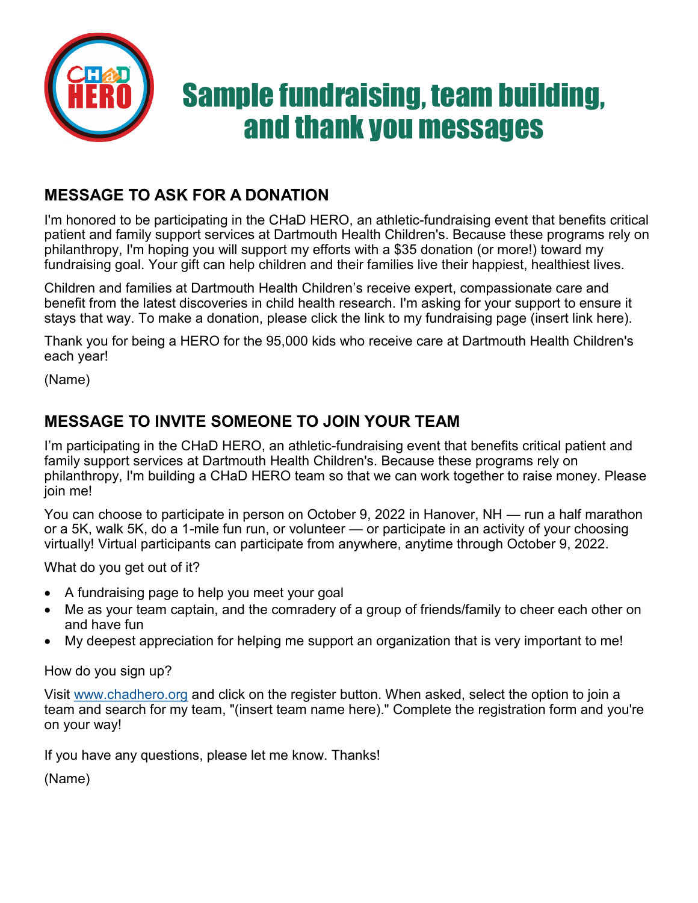# Sample fundraising, team building, and thank you messages

## MESSAGE TO ASK FOR A DONATION

I'm honored to be participating in the CHaD HERO, an athletic-fundraising event that benefits critical patient and family support services at Dartmouth Health Children's. Because these programs rely on philanthropy, I'm hoping you will support my efforts with a $35 donation (or more!) toward my fundraising goal. Your gift can help children and their families live their happiest, healthiest lives.

Children and families at Dartmouth Health Children's receive expert, compassionate care and benefit from the latest discoveries in child health research. I'm asking for your support to ensure it stays that way. To make a donation, please click the link to my fundraising page (insert link here).

Thank you for being a HERO for the 95,000 kids who receive care at Dartmouth Health Children's each year!

(Name)

## MESSAGE TO INVITE SOMEONE TO JOIN YOUR TEAM

I'm participating in the CHaD HERO, an athletic-fundraising event that benefits critical patient and family support services at Dartmouth Health Children's. Because these programs rely on philanthropy, I'm building a CHaD HERO team so that we can work together to raise money. Please join me!

You can choose to participate in person on October 9, 2022 in Hanover, NH — run a half marathon or a 5K, walk 5K, do a 1-mile fun run, or volunteer — or participate in an activity of your choosing virtually! Virtual participants can participate from anywhere, anytime through October 9, 2022.

What do you get out of it?

- A fundraising page to help you meet your goal
- Me as your team captain, and the comradery of a group of friends/family to cheer each other on and have fun
- My deepest appreciation for helping me support an organization that is very important to me!

How do you sign up?

Visit [www.chadhero.org](www.chadhero.org) and click on the register button. When asked, select the option to join a team and search for my team, "(insert team name here)." Complete the registration form and you're on your way!

If you have any questions, please let me know. Thanks!

(Name)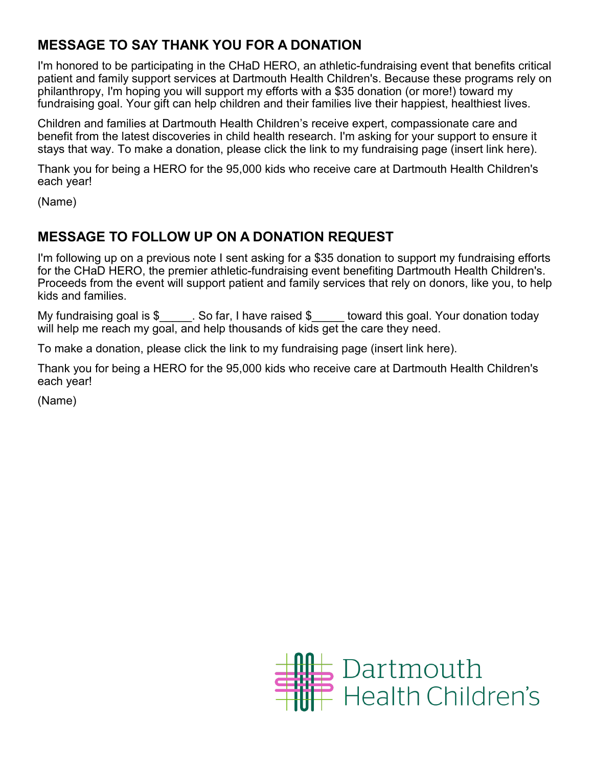## MESSAGE TO SAY THANK YOU FOR A DONATION

I'm honored to be participating in the CHaD HERO, an athletic-fundraising event that benefits critical patient and family support services at Dartmouth Health Children's. Because these programs rely on philanthropy, I'm hoping you will support my efforts with a $35 donation (or more!) toward my fundraising goal. Your gift can help children and their families live their happiest, healthiest lives.

Children and families at Dartmouth Health Children's receive expert, compassionate care and benefit from the latest discoveries in child health research. I'm asking for your support to ensure it stays that way. To make a donation, please click the link to my fundraising page (insert link here).

Thank you for being a HERO for the 95,000 kids who receive care at Dartmouth Health Children's each year!

(Name)

## MESSAGE TO FOLLOW UP ON A DONATION REQUEST

I'm following up on a previous note I sent asking for a $35 donation to support my fundraising efforts for the CHaD HERO, the premier athletic-fundraising event benefiting Dartmouth Health Children's. Proceeds from the event will support patient and family services that rely on donors, like you, to help kids and families.

My fundraising goal is $_____. So far, I have raised $_____ toward this goal. Your donation today will help me reach my goal, and help thousands of kids get the care they need.

To make a donation, please click the link to my fundraising page (insert link here).

Thank you for being a HERO for the 95,000 kids who receive care at Dartmouth Health Children's each year!

(Name)

Dartmouth Health Children's